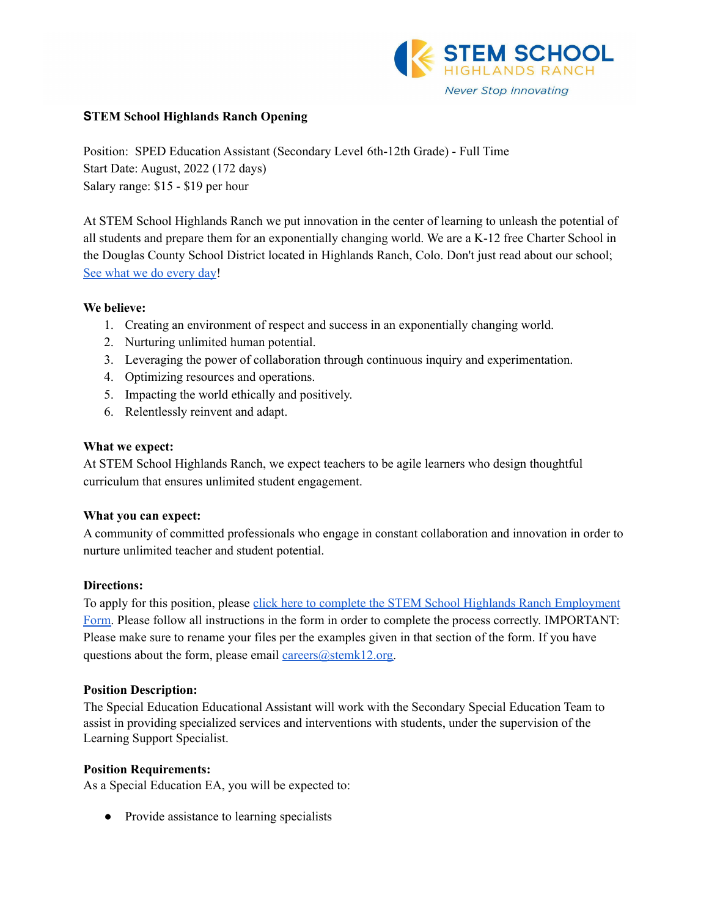STEM SCHOOL HIGHLANDS RANCH

*Never Stop Innovating*

**STEM School Highlands Ranch Opening**

Position: SPED Education Assistant (Secondary Level 6th-12th Grade) - Full Time
Start Date: August, 2022 (172 days)
Salary range: $15 - $19 per hour

At STEM School Highlands Ranch we put innovation in the center of learning to unleash the potential of all students and prepare them for an exponentially changing world. We are a K-12 free Charter School in the Douglas County School District located in Highlands Ranch, Colo. Don't just read about our school; [See what we do every day]!

**We believe:**

1. Creating an environment of respect and success in an exponentially changing world.
2. Nurturing unlimited human potential.
3. Leveraging the power of collaboration through continuous inquiry and experimentation.
4. Optimizing resources and operations.
5. Impacting the world ethically and positively.
6. Relentlessly reinvent and adapt.

**What we expect:**
At STEM School Highlands Ranch, we expect teachers to be agile learners who design thoughtful curriculum that ensures unlimited student engagement.

**What you can expect:**
A community of committed professionals who engage in constant collaboration and innovation in order to nurture unlimited teacher and student potential.

**Directions:**
To apply for this position, please [click here to complete the STEM School Highlands Ranch Employment Form]. Please follow all instructions in the form in order to complete the process correctly. IMPORTANT: Please make sure to rename your files per the examples given in that section of the form. If you have questions about the form, please email careers@stemk12.org.

**Position Description:**
The Special Education Educational Assistant will work with the Secondary Special Education Team to assist in providing specialized services and interventions with students, under the supervision of the Learning Support Specialist.

**Position Requirements:**
As a Special Education EA, you will be expected to:

- Provide assistance to learning specialists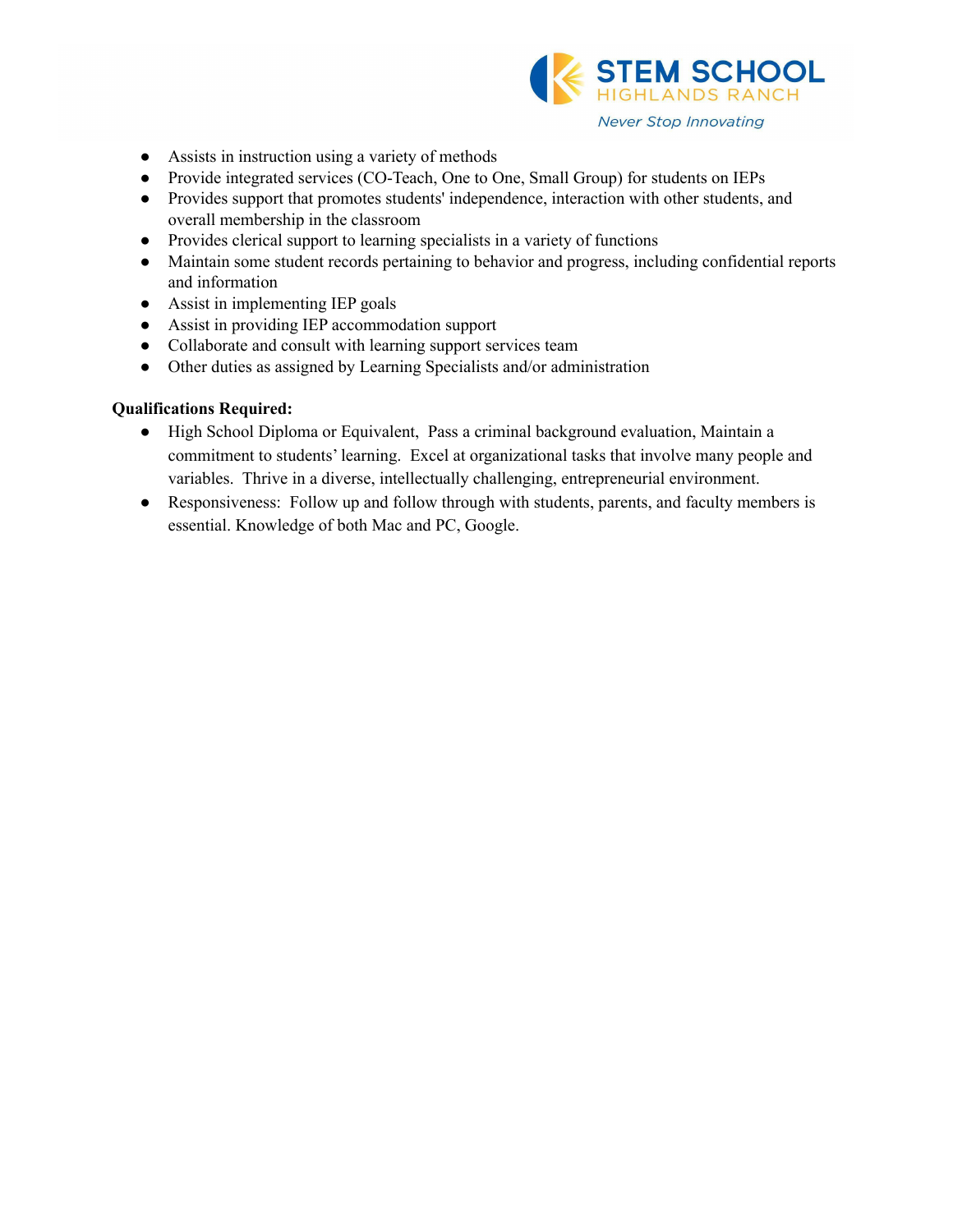- Assists in instruction using a variety of methods
- Provide integrated services (CO-Teach, One to One, Small Group) for students on IEPs
- Provides support that promotes students' independence, interaction with other students, and overall membership in the classroom
- Provides clerical support to learning specialists in a variety of functions
- Maintain some student records pertaining to behavior and progress, including confidential reports and information
- Assist in implementing IEP goals
- Assist in providing IEP accommodation support
- Collaborate and consult with learning support services team
- Other duties as assigned by Learning Specialists and/or administration

**Qualifications Required:**

- High School Diploma or Equivalent, Pass a criminal background evaluation, Maintain a commitment to students' learning. Excel at organizational tasks that involve many people and variables. Thrive in a diverse, intellectually challenging, entrepreneurial environment.
- Responsiveness: Follow up and follow through with students, parents, and faculty members is essential. Knowledge of both Mac and PC, Google.